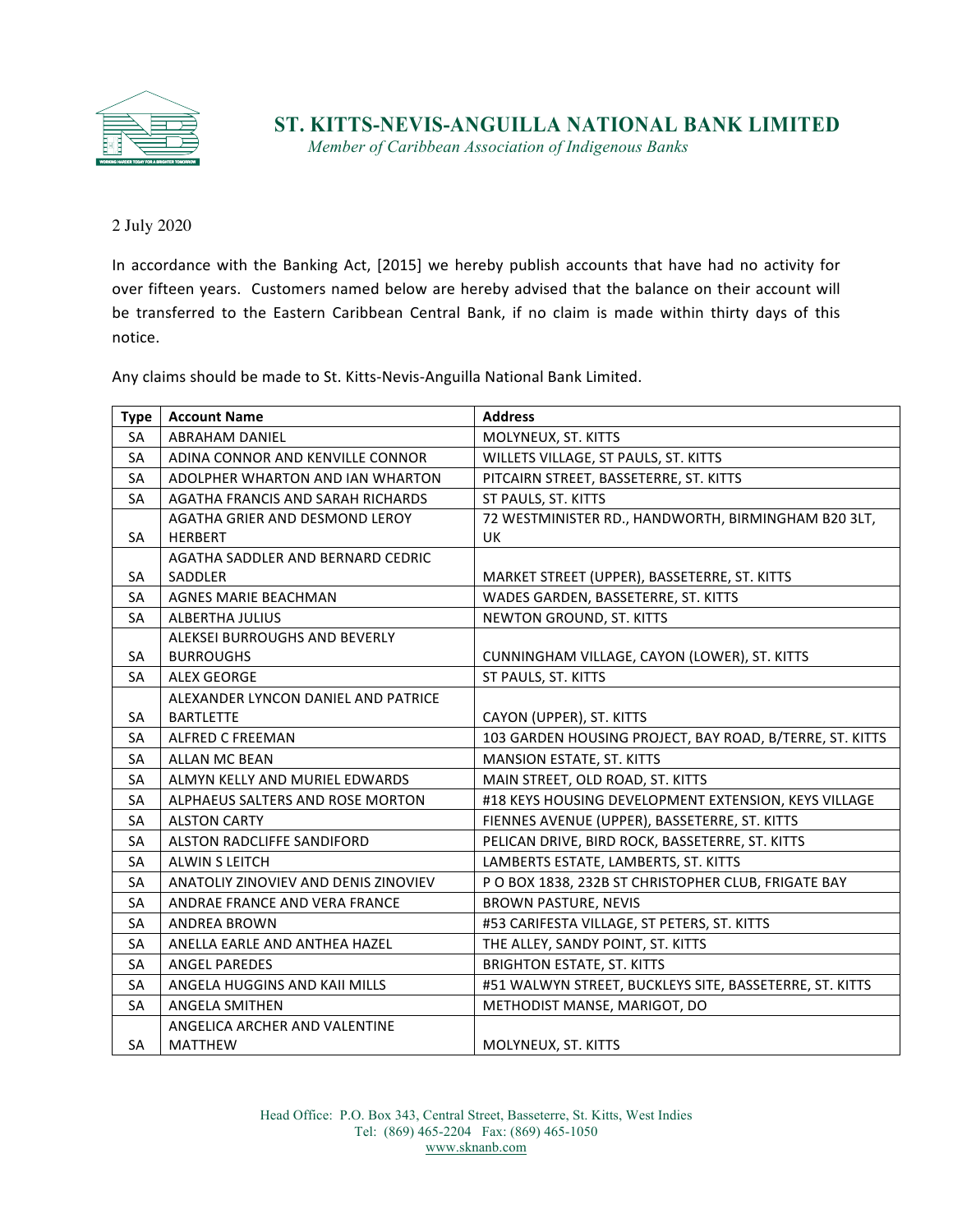# ST. KITTS-NEVIS-ANGUILLA NATIONAL BANK LIMITED

*Member of Caribbean Association of Indigenous Banks*

2 July 2020

In accordance with the Banking Act, [2015] we hereby publish accounts that have had no activity for over fifteen years. Customers named below are hereby advised that the balance on their account will be transferred to the Eastern Caribbean Central Bank, if no claim is made within thirty days of this notice.

Any claims should be made to St. Kitts-Nevis-Anguilla National Bank Limited.

| Type | Account Name | Address |
|---|---|---|
| SA | ABRAHAM DANIEL | MOLYNEUX, ST. KITTS |
| SA | ADINA CONNOR AND KENVILLE CONNOR | WILLETS VILLAGE, ST PAULS, ST. KITTS |
| SA | ADOLPHER WHARTON AND IAN WHARTON | PITCAIRN STREET, BASSETERRE, ST. KITTS |
| SA | AGATHA FRANCIS AND SARAH RICHARDS | ST PAULS, ST. KITTS |
| SA | AGATHA GRIER AND DESMOND LEROY HERBERT | 72 WESTMINISTER RD., HANDWORTH, BIRMINGHAM B20 3LT, UK |
| SA | AGATHA SADDLER AND BERNARD CEDRIC SADDLER | MARKET STREET (UPPER), BASSETERRE, ST. KITTS |
| SA | AGNES MARIE BEACHMAN | WADES GARDEN, BASSETERRE, ST. KITTS |
| SA | ALBERTHA JULIUS | NEWTON GROUND, ST. KITTS |
| SA | ALEKSEI BURROUGHS AND BEVERLY BURROUGHS | CUNNINGHAM VILLAGE, CAYON (LOWER), ST. KITTS |
| SA | ALEX GEORGE | ST PAULS, ST. KITTS |
| SA | ALEXANDER LYNCON DANIEL AND PATRICE BARTLETTE | CAYON (UPPER), ST. KITTS |
| SA | ALFRED C FREEMAN | 103 GARDEN HOUSING PROJECT, BAY ROAD, B/TERRE, ST. KITTS |
| SA | ALLAN MC BEAN | MANSION ESTATE, ST. KITTS |
| SA | ALMYN KELLY AND MURIEL EDWARDS | MAIN STREET, OLD ROAD, ST. KITTS |
| SA | ALPHAEUS SALTERS AND ROSE MORTON | #18 KEYS HOUSING DEVELOPMENT EXTENSION, KEYS VILLAGE |
| SA | ALSTON CARTY | FIENNES AVENUE (UPPER), BASSETERRE, ST. KITTS |
| SA | ALSTON RADCLIFFE SANDIFORD | PELICAN DRIVE, BIRD ROCK, BASSETERRE, ST. KITTS |
| SA | ALWIN S LEITCH | LAMBERTS ESTATE, LAMBERTS, ST. KITTS |
| SA | ANATOLIY ZINOVIEV AND DENIS ZINOVIEV | P O BOX 1838, 232B ST CHRISTOPHER CLUB, FRIGATE BAY |
| SA | ANDRAE FRANCE AND VERA FRANCE | BROWN PASTURE, NEVIS |
| SA | ANDREA BROWN | #53 CARIFESTA VILLAGE, ST PETERS, ST. KITTS |
| SA | ANELLA EARLE AND ANTHEA HAZEL | THE ALLEY, SANDY POINT, ST. KITTS |
| SA | ANGEL PAREDES | BRIGHTON ESTATE, ST. KITTS |
| SA | ANGELA HUGGINS AND KAII MILLS | #51 WALWYN STREET, BUCKLEYS SITE, BASSETERRE, ST. KITTS |
| SA | ANGELA SMITHEN | METHODIST MANSE, MARIGOT, DO |
| SA | ANGELICA ARCHER AND VALENTINE MATTHEW | MOLYNEUX, ST. KITTS |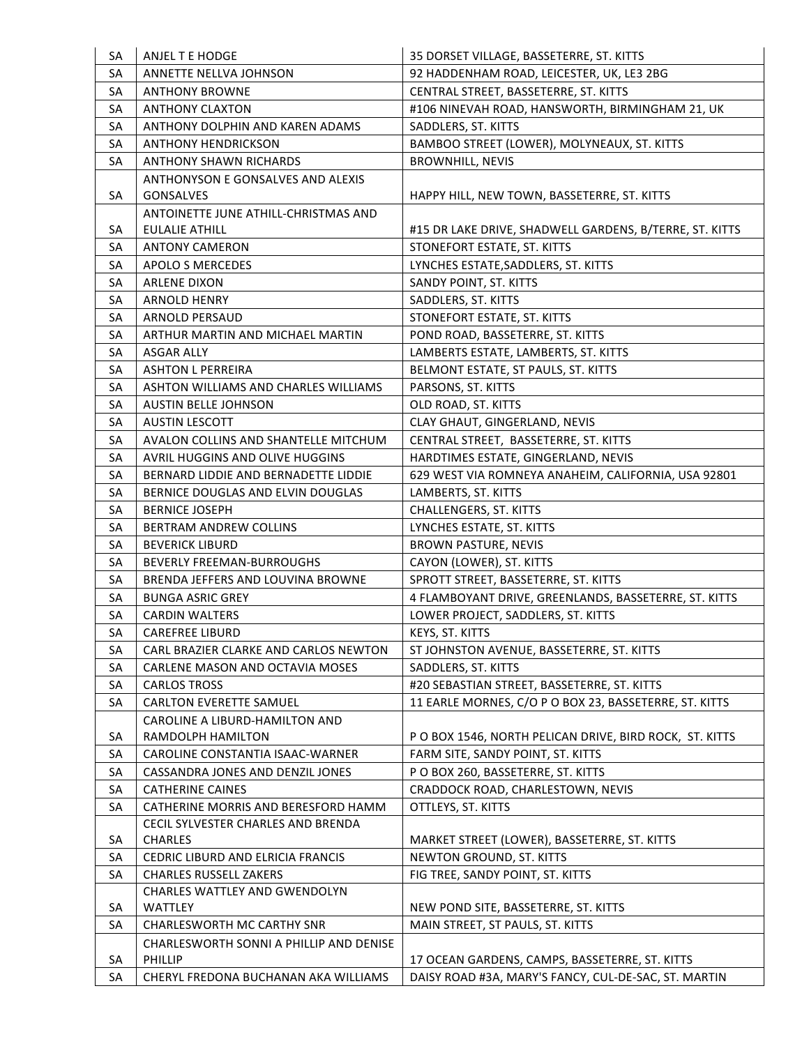| SA | ANJEL T E HODGE | 35 DORSET VILLAGE, BASSETERRE, ST. KITTS |
|---|---|---|
| SA | ANNETTE NELLVA JOHNSON | 92 HADDENHAM ROAD, LEICESTER, UK, LE3 2BG |
| SA | ANTHONY BROWNE | CENTRAL STREET, BASSETERRE, ST. KITTS |
| SA | ANTHONY CLAXTON | #106 NINEVAH ROAD, HANSWORTH, BIRMINGHAM 21, UK |
| SA | ANTHONY DOLPHIN AND KAREN ADAMS | SADDLERS, ST. KITTS |
| SA | ANTHONY HENDRICKSON | BAMBOO STREET (LOWER), MOLYNEAUX, ST. KITTS |
| SA | ANTHONY SHAWN RICHARDS | BROWNHILL, NEVIS |
| SA | ANTHONYSON E GONSALVES AND ALEXIS GONSALVES | HAPPY HILL, NEW TOWN, BASSETERRE, ST. KITTS |
| SA | ANTOINETTE JUNE ATHILL-CHRISTMAS AND EULALIE ATHILL | #15 DR LAKE DRIVE, SHADWELL GARDENS, B/TERRE, ST. KITTS |
| SA | ANTONY CAMERON | STONEFORT ESTATE, ST. KITTS |
| SA | APOLO S MERCEDES | LYNCHES ESTATE,SADDLERS, ST. KITTS |
| SA | ARLENE DIXON | SANDY POINT, ST. KITTS |
| SA | ARNOLD HENRY | SADDLERS, ST. KITTS |
| SA | ARNOLD PERSAUD | STONEFORT ESTATE, ST. KITTS |
| SA | ARTHUR MARTIN AND MICHAEL MARTIN | POND ROAD, BASSETERRE, ST. KITTS |
| SA | ASGAR ALLY | LAMBERTS ESTATE, LAMBERTS, ST. KITTS |
| SA | ASHTON L PERREIRA | BELMONT ESTATE, ST PAULS, ST. KITTS |
| SA | ASHTON WILLIAMS AND CHARLES WILLIAMS | PARSONS, ST. KITTS |
| SA | AUSTIN BELLE JOHNSON | OLD ROAD, ST. KITTS |
| SA | AUSTIN LESCOTT | CLAY GHAUT, GINGERLAND, NEVIS |
| SA | AVALON COLLINS AND SHANTELLE MITCHUM | CENTRAL STREET, BASSETERRE, ST. KITTS |
| SA | AVRIL HUGGINS AND OLIVE HUGGINS | HARDTIMES ESTATE, GINGERLAND, NEVIS |
| SA | BERNARD LIDDIE AND BERNADETTE LIDDIE | 629 WEST VIA ROMNEYA ANAHEIM, CALIFORNIA, USA 92801 |
| SA | BERNICE DOUGLAS AND ELVIN DOUGLAS | LAMBERTS, ST. KITTS |
| SA | BERNICE JOSEPH | CHALLENGERS, ST. KITTS |
| SA | BERTRAM ANDREW COLLINS | LYNCHES ESTATE, ST. KITTS |
| SA | BEVERICK LIBURD | BROWN PASTURE, NEVIS |
| SA | BEVERLY FREEMAN-BURROUGHS | CAYON (LOWER), ST. KITTS |
| SA | BRENDA JEFFERS AND LOUVINA BROWNE | SPROTT STREET, BASSETERRE, ST. KITTS |
| SA | BUNGA ASRIC GREY | 4 FLAMBOYANT DRIVE, GREENLANDS, BASSETERRE, ST. KITTS |
| SA | CARDIN WALTERS | LOWER PROJECT, SADDLERS, ST. KITTS |
| SA | CAREFREE LIBURD | KEYS, ST. KITTS |
| SA | CARL BRAZIER CLARKE AND CARLOS NEWTON | ST JOHNSTON AVENUE, BASSETERRE, ST. KITTS |
| SA | CARLENE MASON AND OCTAVIA MOSES | SADDLERS, ST. KITTS |
| SA | CARLOS TROSS | #20 SEBASTIAN STREET, BASSETERRE, ST. KITTS |
| SA | CARLTON EVERETTE SAMUEL | 11 EARLE MORNES, C/O P O BOX 23, BASSETERRE, ST. KITTS |
| SA | CAROLINE A LIBURD-HAMILTON AND RAMDOLPH HAMILTON | P O BOX 1546, NORTH PELICAN DRIVE, BIRD ROCK, ST. KITTS |
| SA | CAROLINE CONSTANTIA ISAAC-WARNER | FARM SITE, SANDY POINT, ST. KITTS |
| SA | CASSANDRA JONES AND DENZIL JONES | P O BOX 260, BASSETERRE, ST. KITTS |
| SA | CATHERINE CAINES | CRADDOCK ROAD, CHARLESTOWN, NEVIS |
| SA | CATHERINE MORRIS AND BERESFORD HAMM | OTTLEYS, ST. KITTS |
| SA | CECIL SYLVESTER CHARLES AND BRENDA CHARLES | MARKET STREET (LOWER), BASSETERRE, ST. KITTS |
| SA | CEDRIC LIBURD AND ELRICIA FRANCIS | NEWTON GROUND, ST. KITTS |
| SA | CHARLES RUSSELL ZAKERS | FIG TREE, SANDY POINT, ST. KITTS |
| SA | CHARLES WATTLEY AND GWENDOLYN WATTLEY | NEW POND SITE, BASSETERRE, ST. KITTS |
| SA | CHARLESWORTH MC CARTHY SNR | MAIN STREET, ST PAULS, ST. KITTS |
| SA | CHARLESWORTH SONNI A PHILLIP AND DENISE PHILLIP | 17 OCEAN GARDENS, CAMPS, BASSETERRE, ST. KITTS |
| SA | CHERYL FREDONA BUCHANAN AKA WILLIAMS | DAISY ROAD #3A, MARY'S FANCY, CUL-DE-SAC, ST. MARTIN |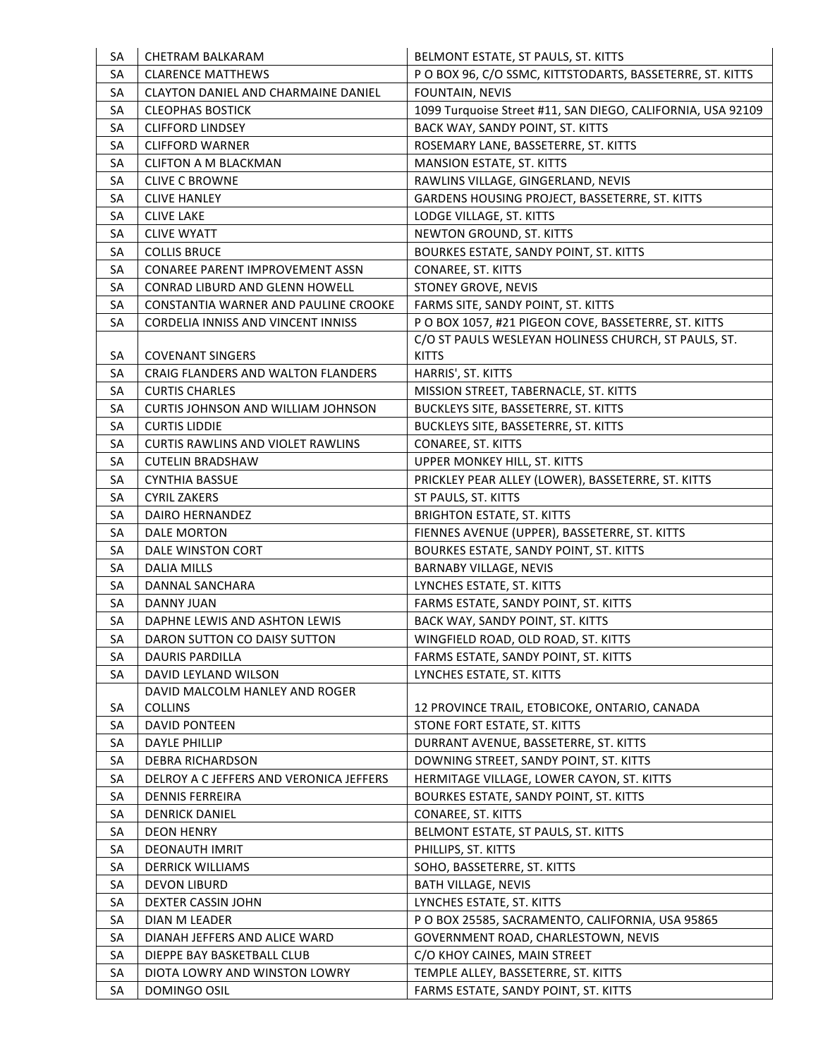| SA | CHETRAM BALKARAM | BELMONT ESTATE, ST PAULS, ST. KITTS |
|---|---|---|
| SA | CLARENCE MATTHEWS | P O BOX 96, C/O SSMC, KITTSTODARTS, BASSETERRE, ST. KITTS |
| SA | CLAYTON DANIEL AND CHARMAINE DANIEL | FOUNTAIN, NEVIS |
| SA | CLEOPHAS BOSTICK | 1099 Turquoise Street #11, SAN DIEGO, CALIFORNIA, USA 92109 |
| SA | CLIFFORD LINDSEY | BACK WAY, SANDY POINT, ST. KITTS |
| SA | CLIFFORD WARNER | ROSEMARY LANE, BASSETERRE, ST. KITTS |
| SA | CLIFTON A M BLACKMAN | MANSION ESTATE, ST. KITTS |
| SA | CLIVE C BROWNE | RAWLINS VILLAGE, GINGERLAND, NEVIS |
| SA | CLIVE HANLEY | GARDENS HOUSING PROJECT, BASSETERRE, ST. KITTS |
| SA | CLIVE LAKE | LODGE VILLAGE, ST. KITTS |
| SA | CLIVE WYATT | NEWTON GROUND, ST. KITTS |
| SA | COLLIS BRUCE | BOURKES ESTATE, SANDY POINT, ST. KITTS |
| SA | CONAREE PARENT IMPROVEMENT ASSN | CONAREE, ST. KITTS |
| SA | CONRAD LIBURD AND GLENN HOWELL | STONEY GROVE, NEVIS |
| SA | CONSTANTIA WARNER AND PAULINE CROOKE | FARMS SITE, SANDY POINT, ST. KITTS |
| SA | CORDELIA INNISS AND VINCENT INNISS | P O BOX 1057, #21 PIGEON COVE, BASSETERRE, ST. KITTS |
| SA | COVENANT SINGERS | C/O ST PAULS WESLEYAN HOLINESS CHURCH, ST PAULS, ST. KITTS |
| SA | CRAIG FLANDERS AND WALTON FLANDERS | HARRIS', ST. KITTS |
| SA | CURTIS CHARLES | MISSION STREET, TABERNACLE, ST. KITTS |
| SA | CURTIS JOHNSON AND WILLIAM JOHNSON | BUCKLEYS SITE, BASSETERRE, ST. KITTS |
| SA | CURTIS LIDDIE | BUCKLEYS SITE, BASSETERRE, ST. KITTS |
| SA | CURTIS RAWLINS AND VIOLET RAWLINS | CONAREE, ST. KITTS |
| SA | CUTELIN BRADSHAW | UPPER MONKEY HILL, ST. KITTS |
| SA | CYNTHIA BASSUE | PRICKLEY PEAR ALLEY (LOWER), BASSETERRE, ST. KITTS |
| SA | CYRIL ZAKERS | ST PAULS, ST. KITTS |
| SA | DAIRO HERNANDEZ | BRIGHTON ESTATE, ST. KITTS |
| SA | DALE MORTON | FIENNES AVENUE (UPPER), BASSETERRE, ST. KITTS |
| SA | DALE WINSTON CORT | BOURKES ESTATE, SANDY POINT, ST. KITTS |
| SA | DALIA MILLS | BARNABY VILLAGE, NEVIS |
| SA | DANNAL SANCHARA | LYNCHES ESTATE, ST. KITTS |
| SA | DANNY JUAN | FARMS ESTATE, SANDY POINT, ST. KITTS |
| SA | DAPHNE LEWIS AND ASHTON LEWIS | BACK WAY, SANDY POINT, ST. KITTS |
| SA | DARON SUTTON CO DAISY SUTTON | WINGFIELD ROAD, OLD ROAD, ST. KITTS |
| SA | DAURIS PARDILLA | FARMS ESTATE, SANDY POINT, ST. KITTS |
| SA | DAVID LEYLAND WILSON | LYNCHES ESTATE, ST. KITTS |
| SA | DAVID MALCOLM HANLEY AND ROGER COLLINS | 12 PROVINCE TRAIL, ETOBICOKE, ONTARIO, CANADA |
| SA | DAVID PONTEEN | STONE FORT ESTATE, ST. KITTS |
| SA | DAYLE PHILLIP | DURRANT AVENUE, BASSETERRE, ST. KITTS |
| SA | DEBRA RICHARDSON | DOWNING STREET, SANDY POINT, ST. KITTS |
| SA | DELROY A C JEFFERS AND VERONICA JEFFERS | HERMITAGE VILLAGE, LOWER CAYON, ST. KITTS |
| SA | DENNIS FERREIRA | BOURKES ESTATE, SANDY POINT, ST. KITTS |
| SA | DENRICK DANIEL | CONAREE, ST. KITTS |
| SA | DEON HENRY | BELMONT ESTATE, ST PAULS, ST. KITTS |
| SA | DEONAUTH IMRIT | PHILLIPS, ST. KITTS |
| SA | DERRICK WILLIAMS | SOHO, BASSETERRE, ST. KITTS |
| SA | DEVON LIBURD | BATH VILLAGE, NEVIS |
| SA | DEXTER CASSIN JOHN | LYNCHES ESTATE, ST. KITTS |
| SA | DIAN M LEADER | P O BOX 25585, SACRAMENTO, CALIFORNIA, USA 95865 |
| SA | DIANAH JEFFERS AND ALICE WARD | GOVERNMENT ROAD, CHARLESTOWN, NEVIS |
| SA | DIEPPE BAY BASKETBALL CLUB | C/O KHOY CAINES, MAIN STREET |
| SA | DIOTA LOWRY AND WINSTON LOWRY | TEMPLE ALLEY, BASSETERRE, ST. KITTS |
| SA | DOMINGO OSIL | FARMS ESTATE, SANDY POINT, ST. KITTS |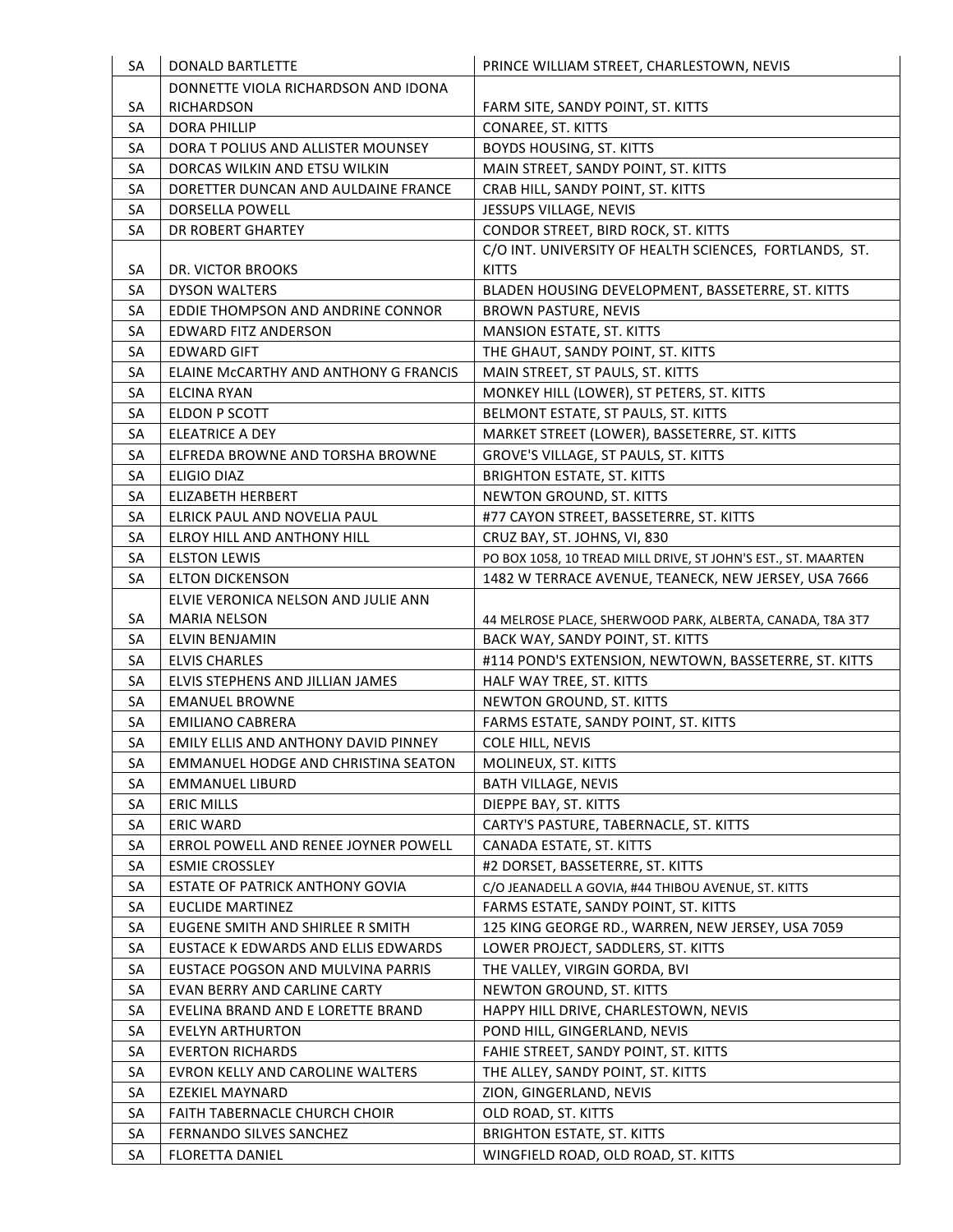| SA | DONALD BARTLETTE | PRINCE WILLIAM STREET, CHARLESTOWN, NEVIS |
|---|---|---|
| SA | DONNETTE VIOLA RICHARDSON AND IDONA RICHARDSON | FARM SITE, SANDY POINT, ST. KITTS |
| SA | DORA PHILLIP | CONAREE, ST. KITTS |
| SA | DORA T POLIUS AND ALLISTER MOUNSEY | BOYDS HOUSING, ST. KITTS |
| SA | DORCAS WILKIN AND ETSU WILKIN | MAIN STREET, SANDY POINT, ST. KITTS |
| SA | DORETTER DUNCAN AND AULDAINE FRANCE | CRAB HILL, SANDY POINT, ST. KITTS |
| SA | DORSELLA POWELL | JESSUPS VILLAGE, NEVIS |
| SA | DR ROBERT GHARTEY | CONDOR STREET, BIRD ROCK, ST. KITTS |
| SA | DR. VICTOR BROOKS | C/O INT. UNIVERSITY OF HEALTH SCIENCES, FORTLANDS, ST. KITTS |
| SA | DYSON WALTERS | BLADEN HOUSING DEVELOPMENT, BASSETERRE, ST. KITTS |
| SA | EDDIE THOMPSON AND ANDRINE CONNOR | BROWN PASTURE, NEVIS |
| SA | EDWARD FITZ ANDERSON | MANSION ESTATE, ST. KITTS |
| SA | EDWARD GIFT | THE GHAUT, SANDY POINT, ST. KITTS |
| SA | ELAINE McCARTHY AND ANTHONY G FRANCIS | MAIN STREET, ST PAULS, ST. KITTS |
| SA | ELCINA RYAN | MONKEY HILL (LOWER), ST PETERS, ST. KITTS |
| SA | ELDON P SCOTT | BELMONT ESTATE, ST PAULS, ST. KITTS |
| SA | ELEATRICE A DEY | MARKET STREET (LOWER), BASSETERRE, ST. KITTS |
| SA | ELFREDA BROWNE AND TORSHA BROWNE | GROVE'S VILLAGE, ST PAULS, ST. KITTS |
| SA | ELIGIO DIAZ | BRIGHTON ESTATE, ST. KITTS |
| SA | ELIZABETH HERBERT | NEWTON GROUND, ST. KITTS |
| SA | ELRICK PAUL AND NOVELIA PAUL | #77 CAYON STREET, BASSETERRE, ST. KITTS |
| SA | ELROY HILL AND ANTHONY HILL | CRUZ BAY, ST. JOHNS, VI, 830 |
| SA | ELSTON LEWIS | PO BOX 1058, 10 TREAD MILL DRIVE, ST JOHN'S EST., ST. MAARTEN |
| SA | ELTON DICKENSON | 1482 W TERRACE AVENUE, TEANECK, NEW JERSEY, USA 7666 |
| SA | ELVIE VERONICA NELSON AND JULIE ANN MARIA NELSON | 44 MELROSE PLACE, SHERWOOD PARK, ALBERTA, CANADA, T8A 3T7 |
| SA | ELVIN BENJAMIN | BACK WAY, SANDY POINT, ST. KITTS |
| SA | ELVIS CHARLES | #114 POND'S EXTENSION, NEWTOWN, BASSETERRE, ST. KITTS |
| SA | ELVIS STEPHENS AND JILLIAN JAMES | HALF WAY TREE, ST. KITTS |
| SA | EMANUEL BROWNE | NEWTON GROUND, ST. KITTS |
| SA | EMILIANO CABRERA | FARMS ESTATE, SANDY POINT, ST. KITTS |
| SA | EMILY ELLIS AND ANTHONY DAVID PINNEY | COLE HILL, NEVIS |
| SA | EMMANUEL HODGE AND CHRISTINA SEATON | MOLINEUX, ST. KITTS |
| SA | EMMANUEL LIBURD | BATH VILLAGE, NEVIS |
| SA | ERIC MILLS | DIEPPE BAY, ST. KITTS |
| SA | ERIC WARD | CARTY'S PASTURE, TABERNACLE, ST. KITTS |
| SA | ERROL POWELL AND RENEE JOYNER POWELL | CANADA ESTATE, ST. KITTS |
| SA | ESMIE CROSSLEY | #2 DORSET, BASSETERRE, ST. KITTS |
| SA | ESTATE OF PATRICK ANTHONY GOVIA | C/O JEANADELL A GOVIA, #44 THIBOU AVENUE, ST. KITTS |
| SA | EUCLIDE MARTINEZ | FARMS ESTATE, SANDY POINT, ST. KITTS |
| SA | EUGENE SMITH AND SHIRLEE R SMITH | 125 KING GEORGE RD., WARREN, NEW JERSEY, USA 7059 |
| SA | EUSTACE K EDWARDS AND ELLIS EDWARDS | LOWER PROJECT, SADDLERS, ST. KITTS |
| SA | EUSTACE POGSON AND MULVINA PARRIS | THE VALLEY, VIRGIN GORDA, BVI |
| SA | EVAN BERRY AND CARLINE CARTY | NEWTON GROUND, ST. KITTS |
| SA | EVELINA BRAND AND E LORETTE BRAND | HAPPY HILL DRIVE, CHARLESTOWN, NEVIS |
| SA | EVELYN ARTHURTON | POND HILL, GINGERLAND, NEVIS |
| SA | EVERTON RICHARDS | FAHIE STREET, SANDY POINT, ST. KITTS |
| SA | EVRON KELLY AND CAROLINE WALTERS | THE ALLEY, SANDY POINT, ST. KITTS |
| SA | EZEKIEL MAYNARD | ZION, GINGERLAND, NEVIS |
| SA | FAITH TABERNACLE CHURCH CHOIR | OLD ROAD, ST. KITTS |
| SA | FERNANDO SILVES SANCHEZ | BRIGHTON ESTATE, ST. KITTS |
| SA | FLORETTA DANIEL | WINGFIELD ROAD, OLD ROAD, ST. KITTS |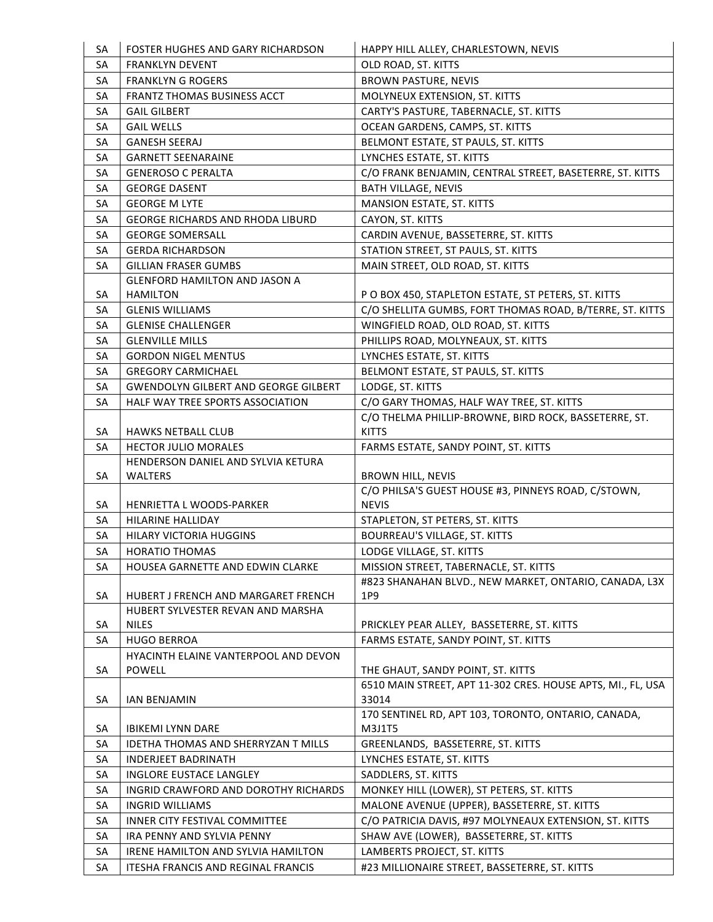| SA | FOSTER HUGHES AND GARY RICHARDSON | HAPPY HILL ALLEY, CHARLESTOWN, NEVIS |
|---|---|---|
| SA | FRANKLYN DEVENT | OLD ROAD, ST. KITTS |
| SA | FRANKLYN G ROGERS | BROWN PASTURE, NEVIS |
| SA | FRANTZ THOMAS BUSINESS ACCT | MOLYNEUX EXTENSION, ST. KITTS |
| SA | GAIL GILBERT | CARTY'S PASTURE, TABERNACLE, ST. KITTS |
| SA | GAIL WELLS | OCEAN GARDENS, CAMPS, ST. KITTS |
| SA | GANESH SEERAJ | BELMONT ESTATE, ST PAULS, ST. KITTS |
| SA | GARNETT SEENARAINE | LYNCHES ESTATE, ST. KITTS |
| SA | GENEROSO C PERALTA | C/O FRANK BENJAMIN, CENTRAL STREET, BASETERRE, ST. KITTS |
| SA | GEORGE DASENT | BATH VILLAGE, NEVIS |
| SA | GEORGE M LYTE | MANSION ESTATE, ST. KITTS |
| SA | GEORGE RICHARDS AND RHODA LIBURD | CAYON, ST. KITTS |
| SA | GEORGE SOMERSALL | CARDIN AVENUE, BASSETERRE, ST. KITTS |
| SA | GERDA RICHARDSON | STATION STREET, ST PAULS, ST. KITTS |
| SA | GILLIAN FRASER GUMBS | MAIN STREET, OLD ROAD, ST. KITTS |
| SA | GLENFORD HAMILTON AND JASON A HAMILTON | P O BOX 450, STAPLETON ESTATE, ST PETERS, ST. KITTS |
| SA | GLENIS WILLIAMS | C/O SHELLITA GUMBS, FORT THOMAS ROAD, B/TERRE, ST. KITTS |
| SA | GLENISE CHALLENGER | WINGFIELD ROAD, OLD ROAD, ST. KITTS |
| SA | GLENVILLE MILLS | PHILLIPS ROAD, MOLYNEAUX, ST. KITTS |
| SA | GORDON NIGEL MENTUS | LYNCHES ESTATE, ST. KITTS |
| SA | GREGORY CARMICHAEL | BELMONT ESTATE, ST PAULS, ST. KITTS |
| SA | GWENDOLYN GILBERT AND GEORGE GILBERT | LODGE, ST. KITTS |
| SA | HALF WAY TREE SPORTS ASSOCIATION | C/O GARY THOMAS, HALF WAY TREE, ST. KITTS |
| SA | HAWKS NETBALL CLUB | C/O THELMA PHILLIP-BROWNE, BIRD ROCK, BASSETERRE, ST. KITTS |
| SA | HECTOR JULIO MORALES | FARMS ESTATE, SANDY POINT, ST. KITTS |
| SA | HENDERSON DANIEL AND SYLVIA KETURA WALTERS | BROWN HILL, NEVIS |
| SA | HENRIETTA L WOODS-PARKER | C/O PHILSA'S GUEST HOUSE #3, PINNEYS ROAD, C/STOWN, NEVIS |
| SA | HILARINE HALLIDAY | STAPLETON, ST PETERS, ST. KITTS |
| SA | HILARY VICTORIA HUGGINS | BOURREAU'S VILLAGE, ST. KITTS |
| SA | HORATIO THOMAS | LODGE VILLAGE, ST. KITTS |
| SA | HOUSEA GARNETTE AND EDWIN CLARKE | MISSION STREET, TABERNACLE, ST. KITTS |
| SA | HUBERT J FRENCH AND MARGARET FRENCH | #823 SHANAHAN BLVD., NEW MARKET, ONTARIO, CANADA, L3X 1P9 |
| SA | HUBERT SYLVESTER REVAN AND MARSHA NILES | PRICKLEY PEAR ALLEY, BASSETERRE, ST. KITTS |
| SA | HUGO BERROA | FARMS ESTATE, SANDY POINT, ST. KITTS |
| SA | HYACINTH ELAINE VANTERPOOL AND DEVON POWELL | THE GHAUT, SANDY POINT, ST. KITTS |
| SA | IAN BENJAMIN | 6510 MAIN STREET, APT 11-302 CRES. HOUSE APTS, MI., FL, USA 33014 |
| SA | IBIKEMI LYNN DARE | 170 SENTINEL RD, APT 103, TORONTO, ONTARIO, CANADA, M3J1T5 |
| SA | IDETHA THOMAS AND SHERRYZAN T MILLS | GREENLANDS, BASSETERRE, ST. KITTS |
| SA | INDERJEET BADRINATH | LYNCHES ESTATE, ST. KITTS |
| SA | INGLORE EUSTACE LANGLEY | SADDLERS, ST. KITTS |
| SA | INGRID CRAWFORD AND DOROTHY RICHARDS | MONKEY HILL (LOWER), ST PETERS, ST. KITTS |
| SA | INGRID WILLIAMS | MALONE AVENUE (UPPER), BASSETERRE, ST. KITTS |
| SA | INNER CITY FESTIVAL COMMITTEE | C/O PATRICIA DAVIS, #97 MOLYNEAUX EXTENSION, ST. KITTS |
| SA | IRA PENNY AND SYLVIA PENNY | SHAW AVE (LOWER), BASSETERRE, ST. KITTS |
| SA | IRENE HAMILTON AND SYLVIA HAMILTON | LAMBERTS PROJECT, ST. KITTS |
| SA | ITESHA FRANCIS AND REGINAL FRANCIS | #23 MILLIONAIRE STREET, BASSETERRE, ST. KITTS |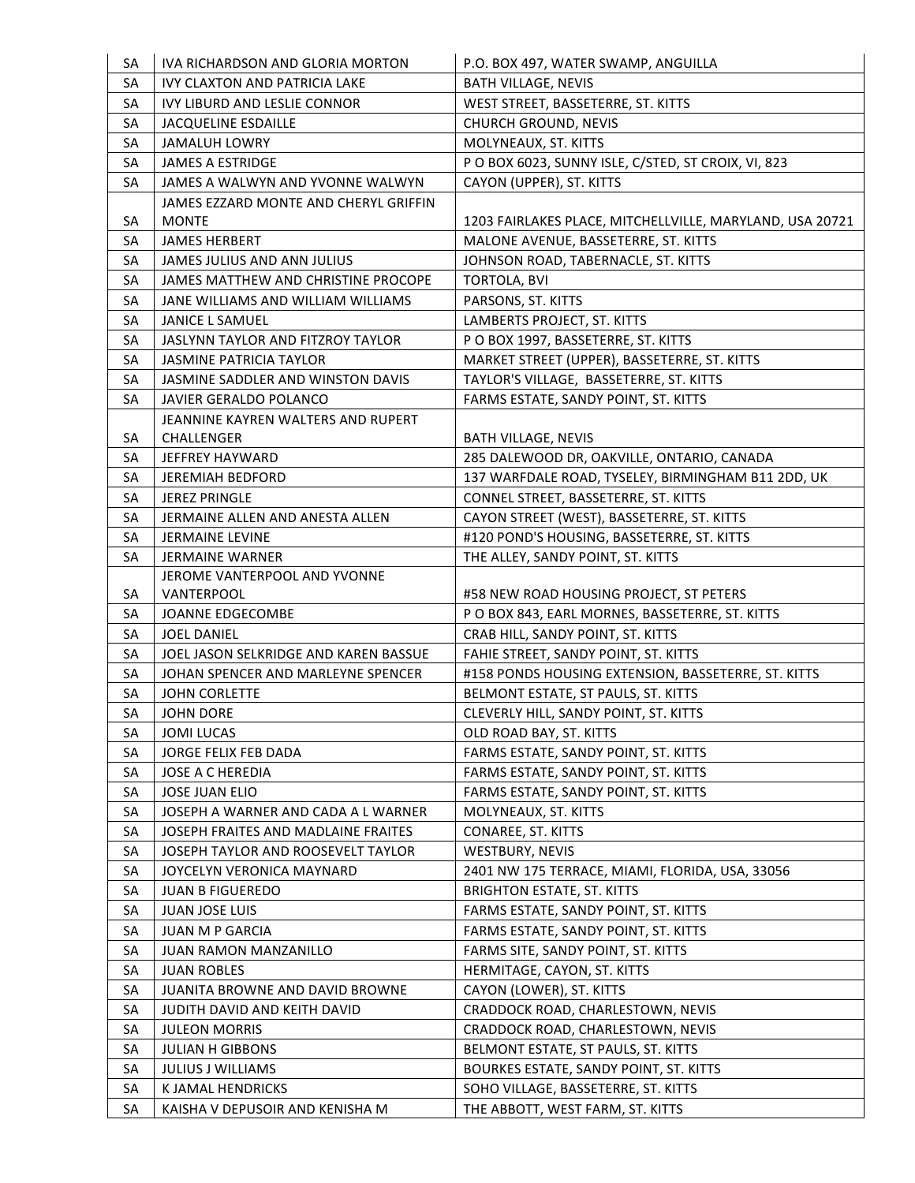| SA | IVA RICHARDSON AND GLORIA MORTON | P.O. BOX 497, WATER SWAMP, ANGUILLA |
|---|---|---|
| SA | IVY CLAXTON AND PATRICIA LAKE | BATH VILLAGE, NEVIS |
| SA | IVY LIBURD AND LESLIE CONNOR | WEST STREET, BASSETERRE, ST. KITTS |
| SA | JACQUELINE ESDAILLE | CHURCH GROUND, NEVIS |
| SA | JAMALUH LOWRY | MOLYNEAUX, ST. KITTS |
| SA | JAMES A ESTRIDGE | P O BOX 6023, SUNNY ISLE, C/STED, ST CROIX, VI, 823 |
| SA | JAMES A WALWYN AND YVONNE WALWYN | CAYON (UPPER), ST. KITTS |
| SA | JAMES EZZARD MONTE AND CHERYL GRIFFIN MONTE | 1203 FAIRLAKES PLACE, MITCHELLVILLE, MARYLAND, USA 20721 |
| SA | JAMES HERBERT | MALONE AVENUE, BASSETERRE, ST. KITTS |
| SA | JAMES JULIUS AND ANN JULIUS | JOHNSON ROAD, TABERNACLE, ST. KITTS |
| SA | JAMES MATTHEW AND CHRISTINE PROCOPE | TORTOLA, BVI |
| SA | JANE WILLIAMS AND WILLIAM WILLIAMS | PARSONS, ST. KITTS |
| SA | JANICE L SAMUEL | LAMBERTS PROJECT, ST. KITTS |
| SA | JASLYNN TAYLOR AND FITZROY TAYLOR | P O BOX 1997, BASSETERRE, ST. KITTS |
| SA | JASMINE PATRICIA TAYLOR | MARKET STREET (UPPER), BASSETERRE, ST. KITTS |
| SA | JASMINE SADDLER AND WINSTON DAVIS | TAYLOR'S VILLAGE, BASSETERRE, ST. KITTS |
| SA | JAVIER GERALDO POLANCO | FARMS ESTATE, SANDY POINT, ST. KITTS |
| SA | JEANNINE KAYREN WALTERS AND RUPERT CHALLENGER | BATH VILLAGE, NEVIS |
| SA | JEFFREY HAYWARD | 285 DALEWOOD DR, OAKVILLE, ONTARIO, CANADA |
| SA | JEREMIAH BEDFORD | 137 WARFDALE ROAD, TYSELEY, BIRMINGHAM B11 2DD, UK |
| SA | JEREZ PRINGLE | CONNEL STREET, BASSETERRE, ST. KITTS |
| SA | JERMAINE ALLEN AND ANESTA ALLEN | CAYON STREET (WEST), BASSETERRE, ST. KITTS |
| SA | JERMAINE LEVINE | #120 POND'S HOUSING, BASSETERRE, ST. KITTS |
| SA | JERMAINE WARNER | THE ALLEY, SANDY POINT, ST. KITTS |
| SA | JEROME VANTERPOOL AND YVONNE VANTERPOOL | #58 NEW ROAD HOUSING PROJECT, ST PETERS |
| SA | JOANNE EDGECOMBE | P O BOX 843, EARL MORNES, BASSETERRE, ST. KITTS |
| SA | JOEL DANIEL | CRAB HILL, SANDY POINT, ST. KITTS |
| SA | JOEL JASON SELKRIDGE AND KAREN BASSUE | FAHIE STREET, SANDY POINT, ST. KITTS |
| SA | JOHAN SPENCER AND MARLEYNE SPENCER | #158 PONDS HOUSING EXTENSION, BASSETERRE, ST. KITTS |
| SA | JOHN CORLETTE | BELMONT ESTATE, ST PAULS, ST. KITTS |
| SA | JOHN DORE | CLEVERLY HILL, SANDY POINT, ST. KITTS |
| SA | JOMI LUCAS | OLD ROAD BAY, ST. KITTS |
| SA | JORGE FELIX FEB DADA | FARMS ESTATE, SANDY POINT, ST. KITTS |
| SA | JOSE A C HEREDIA | FARMS ESTATE, SANDY POINT, ST. KITTS |
| SA | JOSE JUAN ELIO | FARMS ESTATE, SANDY POINT, ST. KITTS |
| SA | JOSEPH A WARNER AND CADA A L WARNER | MOLYNEAUX, ST. KITTS |
| SA | JOSEPH FRAITES AND MADLAINE FRAITES | CONAREE, ST. KITTS |
| SA | JOSEPH TAYLOR AND ROOSEVELT TAYLOR | WESTBURY, NEVIS |
| SA | JOYCELYN VERONICA MAYNARD | 2401 NW 175 TERRACE, MIAMI, FLORIDA, USA, 33056 |
| SA | JUAN B FIGUEREDO | BRIGHTON ESTATE, ST. KITTS |
| SA | JUAN JOSE LUIS | FARMS ESTATE, SANDY POINT, ST. KITTS |
| SA | JUAN M P GARCIA | FARMS ESTATE, SANDY POINT, ST. KITTS |
| SA | JUAN RAMON MANZANILLO | FARMS SITE, SANDY POINT, ST. KITTS |
| SA | JUAN ROBLES | HERMITAGE, CAYON, ST. KITTS |
| SA | JUANITA BROWNE AND DAVID BROWNE | CAYON (LOWER), ST. KITTS |
| SA | JUDITH DAVID AND KEITH DAVID | CRADDOCK ROAD, CHARLESTOWN, NEVIS |
| SA | JULEON MORRIS | CRADDOCK ROAD, CHARLESTOWN, NEVIS |
| SA | JULIAN H GIBBONS | BELMONT ESTATE, ST PAULS, ST. KITTS |
| SA | JULIUS J WILLIAMS | BOURKES ESTATE, SANDY POINT, ST. KITTS |
| SA | K JAMAL HENDRICKS | SOHO VILLAGE, BASSETERRE, ST. KITTS |
| SA | KAISHA V DEPUSOIR AND KENISHA M | THE ABBOTT, WEST FARM, ST. KITTS |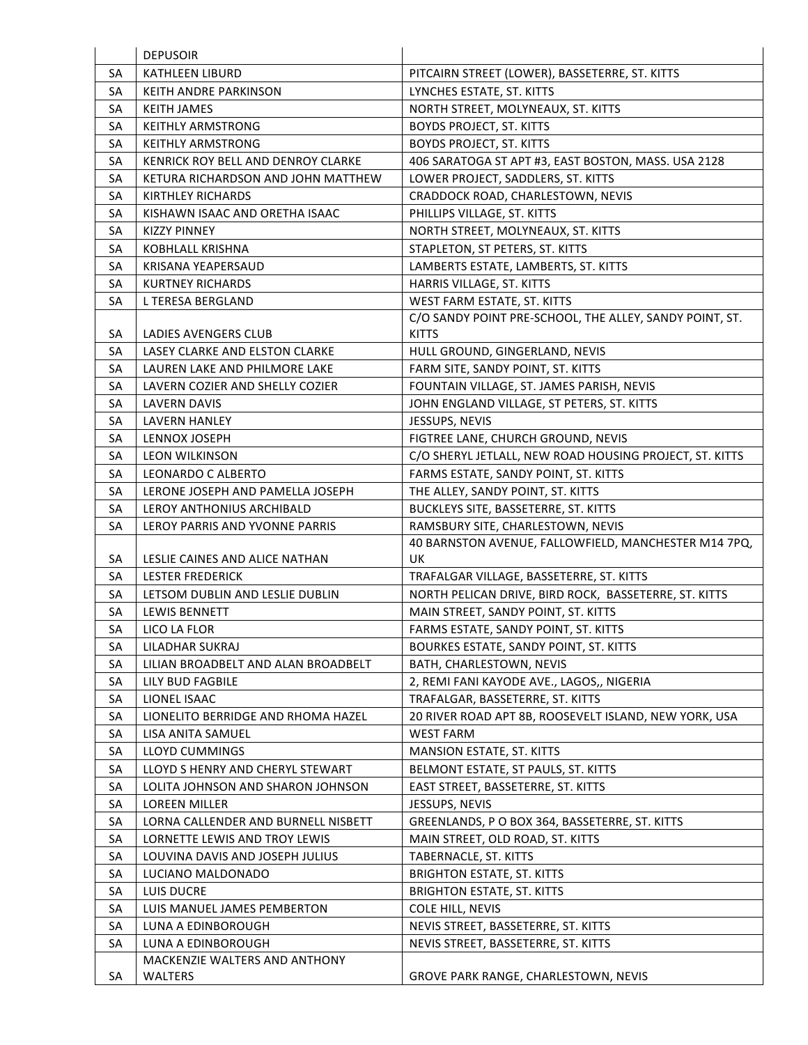| | | |
|---|---|---|
| | DEPUSOIR | |
| SA | KATHLEEN LIBURD | PITCAIRN STREET (LOWER), BASSETERRE, ST. KITTS |
| SA | KEITH ANDRE PARKINSON | LYNCHES ESTATE, ST. KITTS |
| SA | KEITH JAMES | NORTH STREET, MOLYNEAUX, ST. KITTS |
| SA | KEITHLY ARMSTRONG | BOYDS PROJECT, ST. KITTS |
| SA | KEITHLY ARMSTRONG | BOYDS PROJECT, ST. KITTS |
| SA | KENRICK ROY BELL AND DENROY CLARKE | 406 SARATOGA ST APT #3, EAST BOSTON, MASS. USA 2128 |
| SA | KETURA RICHARDSON AND JOHN MATTHEW | LOWER PROJECT, SADDLERS, ST. KITTS |
| SA | KIRTHLEY RICHARDS | CRADDOCK ROAD, CHARLESTOWN, NEVIS |
| SA | KISHAWN ISAAC AND ORETHA ISAAC | PHILLIPS VILLAGE, ST. KITTS |
| SA | KIZZY PINNEY | NORTH STREET, MOLYNEAUX, ST. KITTS |
| SA | KOBHLALL KRISHNA | STAPLETON, ST PETERS, ST. KITTS |
| SA | KRISANA YEAPERSAUD | LAMBERTS ESTATE, LAMBERTS, ST. KITTS |
| SA | KURTNEY RICHARDS | HARRIS VILLAGE, ST. KITTS |
| SA | L TERESA BERGLAND | WEST FARM ESTATE, ST. KITTS |
| SA | LADIES AVENGERS CLUB | C/O SANDY POINT PRE-SCHOOL, THE ALLEY, SANDY POINT, ST. KITTS |
| SA | LASEY CLARKE AND ELSTON CLARKE | HULL GROUND, GINGERLAND, NEVIS |
| SA | LAUREN LAKE AND PHILMORE LAKE | FARM SITE, SANDY POINT, ST. KITTS |
| SA | LAVERN COZIER AND SHELLY COZIER | FOUNTAIN VILLAGE, ST. JAMES PARISH, NEVIS |
| SA | LAVERN DAVIS | JOHN ENGLAND VILLAGE, ST PETERS, ST. KITTS |
| SA | LAVERN HANLEY | JESSUPS, NEVIS |
| SA | LENNOX JOSEPH | FIGTREE LANE, CHURCH GROUND, NEVIS |
| SA | LEON WILKINSON | C/O SHERYL JETLALL, NEW ROAD HOUSING PROJECT, ST. KITTS |
| SA | LEONARDO C ALBERTO | FARMS ESTATE, SANDY POINT, ST. KITTS |
| SA | LERONE JOSEPH AND PAMELLA JOSEPH | THE ALLEY, SANDY POINT, ST. KITTS |
| SA | LEROY ANTHONIUS ARCHIBALD | BUCKLEYS SITE, BASSETERRE, ST. KITTS |
| SA | LEROY PARRIS AND YVONNE PARRIS | RAMSBURY SITE, CHARLESTOWN, NEVIS |
| SA | LESLIE CAINES AND ALICE NATHAN | 40 BARNSTON AVENUE, FALLOWFIELD, MANCHESTER M14 7PQ, UK |
| SA | LESTER FREDERICK | TRAFALGAR VILLAGE, BASSETERRE, ST. KITTS |
| SA | LETSOM DUBLIN AND LESLIE DUBLIN | NORTH PELICAN DRIVE, BIRD ROCK, BASSETERRE, ST. KITTS |
| SA | LEWIS BENNETT | MAIN STREET, SANDY POINT, ST. KITTS |
| SA | LICO LA FLOR | FARMS ESTATE, SANDY POINT, ST. KITTS |
| SA | LILADHAR SUKRAJ | BOURKES ESTATE, SANDY POINT, ST. KITTS |
| SA | LILIAN BROADBELT AND ALAN BROADBELT | BATH, CHARLESTOWN, NEVIS |
| SA | LILY BUD FAGBILE | 2, REMI FANI KAYODE AVE., LAGOS,, NIGERIA |
| SA | LIONEL ISAAC | TRAFALGAR, BASSETERRE, ST. KITTS |
| SA | LIONELITO BERRIDGE AND RHOMA HAZEL | 20 RIVER ROAD APT 8B, ROOSEVELT ISLAND, NEW YORK, USA |
| SA | LISA ANITA SAMUEL | WEST FARM |
| SA | LLOYD CUMMINGS | MANSION ESTATE, ST. KITTS |
| SA | LLOYD S HENRY AND CHERYL STEWART | BELMONT ESTATE, ST PAULS, ST. KITTS |
| SA | LOLITA JOHNSON AND SHARON JOHNSON | EAST STREET, BASSETERRE, ST. KITTS |
| SA | LOREEN MILLER | JESSUPS, NEVIS |
| SA | LORNA CALLENDER AND BURNELL NISBETT | GREENLANDS, P O BOX 364, BASSETERRE, ST. KITTS |
| SA | LORNETTE LEWIS AND TROY LEWIS | MAIN STREET, OLD ROAD, ST. KITTS |
| SA | LOUVINA DAVIS AND JOSEPH JULIUS | TABERNACLE, ST. KITTS |
| SA | LUCIANO MALDONADO | BRIGHTON ESTATE, ST. KITTS |
| SA | LUIS DUCRE | BRIGHTON ESTATE, ST. KITTS |
| SA | LUIS MANUEL JAMES PEMBERTON | COLE HILL, NEVIS |
| SA | LUNA A EDINBOROUGH | NEVIS STREET, BASSETERRE, ST. KITTS |
| SA | LUNA A EDINBOROUGH | NEVIS STREET, BASSETERRE, ST. KITTS |
| SA | MACKENZIE WALTERS AND ANTHONY WALTERS | GROVE PARK RANGE, CHARLESTOWN, NEVIS |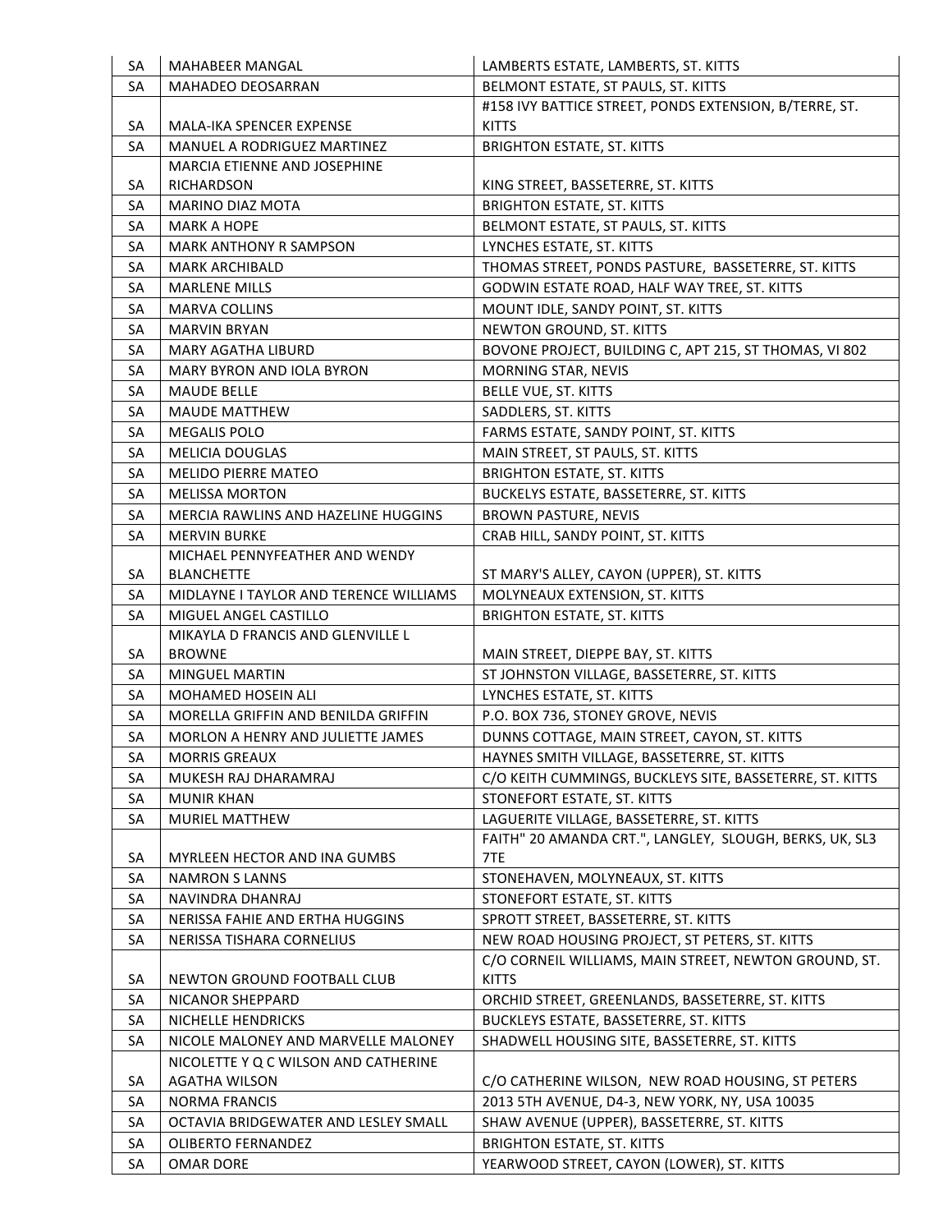| SA | MAHABEER MANGAL | LAMBERTS ESTATE, LAMBERTS, ST. KITTS |
|---|---|---|
| SA | MAHADEO DEOSARRAN | BELMONT ESTATE, ST PAULS, ST. KITTS |
| SA | MALA-IKA SPENCER EXPENSE | #158 IVY BATTICE STREET, PONDS EXTENSION, B/TERRE, ST. KITTS |
| SA | MANUEL A RODRIGUEZ MARTINEZ | BRIGHTON ESTATE, ST. KITTS |
| SA | MARCIA ETIENNE AND JOSEPHINE RICHARDSON | KING STREET, BASSETERRE, ST. KITTS |
| SA | MARINO DIAZ MOTA | BRIGHTON ESTATE, ST. KITTS |
| SA | MARK A HOPE | BELMONT ESTATE, ST PAULS, ST. KITTS |
| SA | MARK ANTHONY R SAMPSON | LYNCHES ESTATE, ST. KITTS |
| SA | MARK ARCHIBALD | THOMAS STREET, PONDS PASTURE, BASSETERRE, ST. KITTS |
| SA | MARLENE MILLS | GODWIN ESTATE ROAD, HALF WAY TREE, ST. KITTS |
| SA | MARVA COLLINS | MOUNT IDLE, SANDY POINT, ST. KITTS |
| SA | MARVIN BRYAN | NEWTON GROUND, ST. KITTS |
| SA | MARY AGATHA LIBURD | BOVONE PROJECT, BUILDING C, APT 215, ST THOMAS, VI 802 |
| SA | MARY BYRON AND IOLA BYRON | MORNING STAR, NEVIS |
| SA | MAUDE BELLE | BELLE VUE, ST. KITTS |
| SA | MAUDE MATTHEW | SADDLERS, ST. KITTS |
| SA | MEGALIS POLO | FARMS ESTATE, SANDY POINT, ST. KITTS |
| SA | MELICIA DOUGLAS | MAIN STREET, ST PAULS, ST. KITTS |
| SA | MELIDO PIERRE MATEO | BRIGHTON ESTATE, ST. KITTS |
| SA | MELISSA MORTON | BUCKELYS ESTATE, BASSETERRE, ST. KITTS |
| SA | MERCIA RAWLINS AND HAZELINE HUGGINS | BROWN PASTURE, NEVIS |
| SA | MERVIN BURKE | CRAB HILL, SANDY POINT, ST. KITTS |
| SA | MICHAEL PENNYFEATHER AND WENDY BLANCHETTE | ST MARY'S ALLEY, CAYON (UPPER), ST. KITTS |
| SA | MIDLAYNE I TAYLOR AND TERENCE WILLIAMS | MOLYNEAUX EXTENSION, ST. KITTS |
| SA | MIGUEL ANGEL CASTILLO | BRIGHTON ESTATE, ST. KITTS |
| SA | MIKAYLA D FRANCIS AND GLENVILLE L BROWNE | MAIN STREET, DIEPPE BAY, ST. KITTS |
| SA | MINGUEL MARTIN | ST JOHNSTON VILLAGE, BASSETERRE, ST. KITTS |
| SA | MOHAMED HOSEIN ALI | LYNCHES ESTATE, ST. KITTS |
| SA | MORELLA GRIFFIN AND BENILDA GRIFFIN | P.O. BOX 736, STONEY GROVE, NEVIS |
| SA | MORLON A HENRY AND JULIETTE JAMES | DUNNS COTTAGE, MAIN STREET, CAYON, ST. KITTS |
| SA | MORRIS GREAUX | HAYNES SMITH VILLAGE, BASSETERRE, ST. KITTS |
| SA | MUKESH RAJ DHARAMRAJ | C/O KEITH CUMMINGS, BUCKLEYS SITE, BASSETERRE, ST. KITTS |
| SA | MUNIR KHAN | STONEFORT ESTATE, ST. KITTS |
| SA | MURIEL MATTHEW | LAGUERITE VILLAGE, BASSETERRE, ST. KITTS |
| SA | MYRLEEN HECTOR AND INA GUMBS | FAITH" 20 AMANDA CRT.", LANGLEY, SLOUGH, BERKS, UK, SL3 7TE |
| SA | NAMRON S LANNS | STONEHAVEN, MOLYNEAUX, ST. KITTS |
| SA | NAVINDRA DHANRAJ | STONEFORT ESTATE, ST. KITTS |
| SA | NERISSA FAHIE AND ERTHA HUGGINS | SPROTT STREET, BASSETERRE, ST. KITTS |
| SA | NERISSA TISHARA CORNELIUS | NEW ROAD HOUSING PROJECT, ST PETERS, ST. KITTS |
| SA | NEWTON GROUND FOOTBALL CLUB | C/O CORNEIL WILLIAMS, MAIN STREET, NEWTON GROUND, ST. KITTS |
| SA | NICANOR SHEPPARD | ORCHID STREET, GREENLANDS, BASSETERRE, ST. KITTS |
| SA | NICHELLE HENDRICKS | BUCKLEYS ESTATE, BASSETERRE, ST. KITTS |
| SA | NICOLE MALONEY AND MARVELLE MALONEY | SHADWELL HOUSING SITE, BASSETERRE, ST. KITTS |
| SA | NICOLETTE Y Q C WILSON AND CATHERINE AGATHA WILSON | C/O CATHERINE WILSON, NEW ROAD HOUSING, ST PETERS |
| SA | NORMA FRANCIS | 2013 5TH AVENUE, D4-3, NEW YORK, NY, USA 10035 |
| SA | OCTAVIA BRIDGEWATER AND LESLEY SMALL | SHAW AVENUE (UPPER), BASSETERRE, ST. KITTS |
| SA | OLIBERTO FERNANDEZ | BRIGHTON ESTATE, ST. KITTS |
| SA | OMAR DORE | YEARWOOD STREET, CAYON (LOWER), ST. KITTS |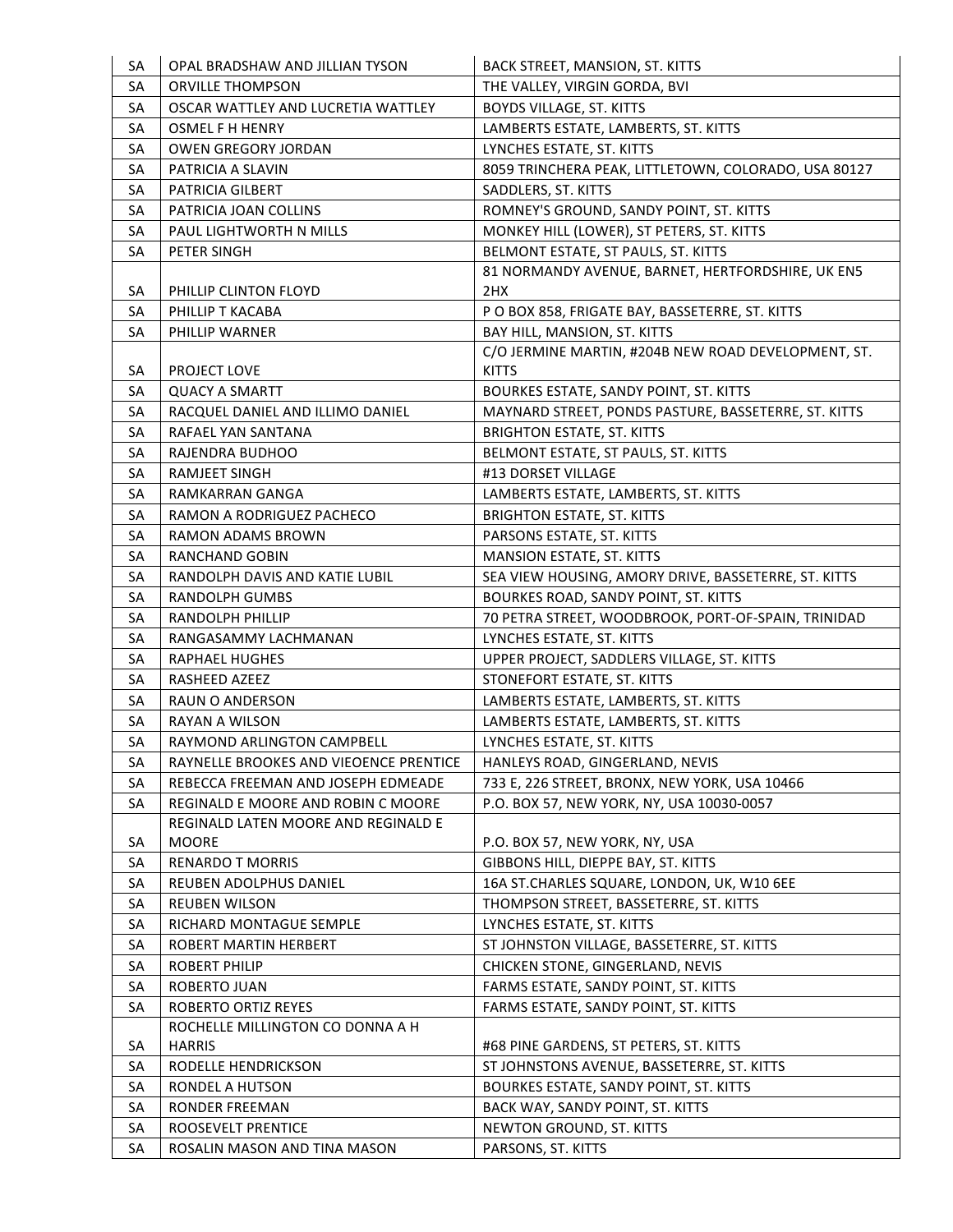| SA | OPAL BRADSHAW AND JILLIAN TYSON | BACK STREET, MANSION, ST. KITTS |
|---|---|---|
| SA | ORVILLE THOMPSON | THE VALLEY, VIRGIN GORDA, BVI |
| SA | OSCAR WATTLEY AND LUCRETIA WATTLEY | BOYDS VILLAGE, ST. KITTS |
| SA | OSMEL F H HENRY | LAMBERTS ESTATE, LAMBERTS, ST. KITTS |
| SA | OWEN GREGORY JORDAN | LYNCHES ESTATE, ST. KITTS |
| SA | PATRICIA A SLAVIN | 8059 TRINCHERA PEAK, LITTLETOWN, COLORADO, USA 80127 |
| SA | PATRICIA GILBERT | SADDLERS, ST. KITTS |
| SA | PATRICIA JOAN COLLINS | ROMNEY'S GROUND, SANDY POINT, ST. KITTS |
| SA | PAUL LIGHTWORTH N MILLS | MONKEY HILL (LOWER), ST PETERS, ST. KITTS |
| SA | PETER SINGH | BELMONT ESTATE, ST PAULS, ST. KITTS |
| SA | PHILLIP CLINTON FLOYD | 81 NORMANDY AVENUE, BARNET, HERTFORDSHIRE, UK EN5 2HX |
| SA | PHILLIP T KACABA | P O BOX 858, FRIGATE BAY, BASSETERRE, ST. KITTS |
| SA | PHILLIP WARNER | BAY HILL, MANSION, ST. KITTS |
| SA | PROJECT LOVE | C/O JERMINE MARTIN, #204B NEW ROAD DEVELOPMENT, ST. KITTS |
| SA | QUACY A SMARTT | BOURKES ESTATE, SANDY POINT, ST. KITTS |
| SA | RACQUEL DANIEL AND ILLIMO DANIEL | MAYNARD STREET, PONDS PASTURE, BASSETERRE, ST. KITTS |
| SA | RAFAEL YAN SANTANA | BRIGHTON ESTATE, ST. KITTS |
| SA | RAJENDRA BUDHOO | BELMONT ESTATE, ST PAULS, ST. KITTS |
| SA | RAMJEET SINGH | #13 DORSET VILLAGE |
| SA | RAMKARRAN GANGA | LAMBERTS ESTATE, LAMBERTS, ST. KITTS |
| SA | RAMON A RODRIGUEZ PACHECO | BRIGHTON ESTATE, ST. KITTS |
| SA | RAMON ADAMS BROWN | PARSONS ESTATE, ST. KITTS |
| SA | RANCHAND GOBIN | MANSION ESTATE, ST. KITTS |
| SA | RANDOLPH DAVIS AND KATIE LUBIL | SEA VIEW HOUSING, AMORY DRIVE, BASSETERRE, ST. KITTS |
| SA | RANDOLPH GUMBS | BOURKES ROAD, SANDY POINT, ST. KITTS |
| SA | RANDOLPH PHILLIP | 70 PETRA STREET, WOODBROOK, PORT-OF-SPAIN, TRINIDAD |
| SA | RANGASAMMY LACHMANAN | LYNCHES ESTATE, ST. KITTS |
| SA | RAPHAEL HUGHES | UPPER PROJECT, SADDLERS VILLAGE, ST. KITTS |
| SA | RASHEED AZEEZ | STONEFORT ESTATE, ST. KITTS |
| SA | RAUN O ANDERSON | LAMBERTS ESTATE, LAMBERTS, ST. KITTS |
| SA | RAYAN A WILSON | LAMBERTS ESTATE, LAMBERTS, ST. KITTS |
| SA | RAYMOND ARLINGTON CAMPBELL | LYNCHES ESTATE, ST. KITTS |
| SA | RAYNELLE BROOKES AND VIEOENCE PRENTICE | HANLEYS ROAD, GINGERLAND, NEVIS |
| SA | REBECCA FREEMAN AND JOSEPH EDMEADE | 733 E, 226 STREET, BRONX, NEW YORK, USA 10466 |
| SA | REGINALD E MOORE AND ROBIN C MOORE | P.O. BOX 57, NEW YORK, NY, USA 10030-0057 |
| SA | REGINALD LATEN MOORE AND REGINALD E MOORE | P.O. BOX 57, NEW YORK, NY, USA |
| SA | RENARDO T MORRIS | GIBBONS HILL, DIEPPE BAY, ST. KITTS |
| SA | REUBEN ADOLPHUS DANIEL | 16A ST.CHARLES SQUARE, LONDON, UK, W10 6EE |
| SA | REUBEN WILSON | THOMPSON STREET, BASSETERRE, ST. KITTS |
| SA | RICHARD MONTAGUE SEMPLE | LYNCHES ESTATE, ST. KITTS |
| SA | ROBERT MARTIN HERBERT | ST JOHNSTON VILLAGE, BASSETERRE, ST. KITTS |
| SA | ROBERT PHILIP | CHICKEN STONE, GINGERLAND, NEVIS |
| SA | ROBERTO JUAN | FARMS ESTATE, SANDY POINT, ST. KITTS |
| SA | ROBERTO ORTIZ REYES | FARMS ESTATE, SANDY POINT, ST. KITTS |
| SA | ROCHELLE MILLINGTON CO DONNA A H HARRIS | #68 PINE GARDENS, ST PETERS, ST. KITTS |
| SA | RODELLE HENDRICKSON | ST JOHNSTONS AVENUE, BASSETERRE, ST. KITTS |
| SA | RONDEL A HUTSON | BOURKES ESTATE, SANDY POINT, ST. KITTS |
| SA | RONDER FREEMAN | BACK WAY, SANDY POINT, ST. KITTS |
| SA | ROOSEVELT PRENTICE | NEWTON GROUND, ST. KITTS |
| SA | ROSALIN MASON AND TINA MASON | PARSONS, ST. KITTS |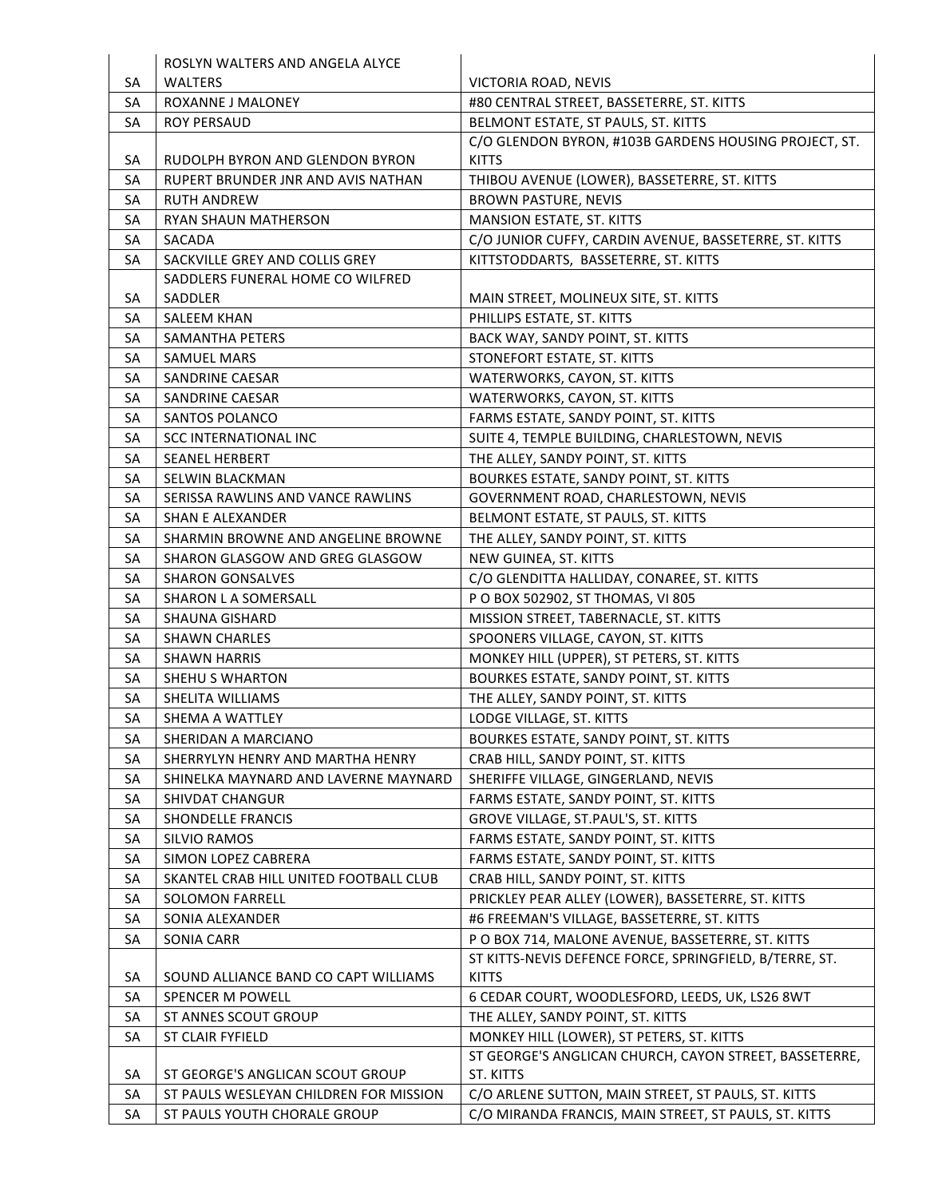| | | |
|---|---|---|
| SA | ROSLYN WALTERS AND ANGELA ALYCE WALTERS | VICTORIA ROAD, NEVIS |
| SA | ROXANNE J MALONEY | #80 CENTRAL STREET, BASSETERRE, ST. KITTS |
| SA | ROY PERSAUD | BELMONT ESTATE, ST PAULS, ST. KITTS |
| SA | RUDOLPH BYRON AND GLENDON BYRON | C/O GLENDON BYRON, #103B GARDENS HOUSING PROJECT, ST. KITTS |
| SA | RUPERT BRUNDER JNR AND AVIS NATHAN | THIBOU AVENUE (LOWER), BASSETERRE, ST. KITTS |
| SA | RUTH ANDREW | BROWN PASTURE, NEVIS |
| SA | RYAN SHAUN MATHERSON | MANSION ESTATE, ST. KITTS |
| SA | SACADA | C/O JUNIOR CUFFY, CARDIN AVENUE, BASSETERRE, ST. KITTS |
| SA | SACKVILLE GREY AND COLLIS GREY | KITTSTODDARTS, BASSETERRE, ST. KITTS |
| SA | SADDLERS FUNERAL HOME CO WILFRED SADDLER | MAIN STREET, MOLINEUX SITE, ST. KITTS |
| SA | SALEEM KHAN | PHILLIPS ESTATE, ST. KITTS |
| SA | SAMANTHA PETERS | BACK WAY, SANDY POINT, ST. KITTS |
| SA | SAMUEL MARS | STONEFORT ESTATE, ST. KITTS |
| SA | SANDRINE CAESAR | WATERWORKS, CAYON, ST. KITTS |
| SA | SANDRINE CAESAR | WATERWORKS, CAYON, ST. KITTS |
| SA | SANTOS POLANCO | FARMS ESTATE, SANDY POINT, ST. KITTS |
| SA | SCC INTERNATIONAL INC | SUITE 4, TEMPLE BUILDING, CHARLESTOWN, NEVIS |
| SA | SEANEL HERBERT | THE ALLEY, SANDY POINT, ST. KITTS |
| SA | SELWIN BLACKMAN | BOURKES ESTATE, SANDY POINT, ST. KITTS |
| SA | SERISSA RAWLINS AND VANCE RAWLINS | GOVERNMENT ROAD, CHARLESTOWN, NEVIS |
| SA | SHAN E ALEXANDER | BELMONT ESTATE, ST PAULS, ST. KITTS |
| SA | SHARMIN BROWNE AND ANGELINE BROWNE | THE ALLEY, SANDY POINT, ST. KITTS |
| SA | SHARON GLASGOW AND GREG GLASGOW | NEW GUINEA, ST. KITTS |
| SA | SHARON GONSALVES | C/O GLENDITTA HALLIDAY, CONAREE, ST. KITTS |
| SA | SHARON L A SOMERSALL | P O BOX 502902, ST THOMAS, VI 805 |
| SA | SHAUNA GISHARD | MISSION STREET, TABERNACLE, ST. KITTS |
| SA | SHAWN CHARLES | SPOONERS VILLAGE, CAYON, ST. KITTS |
| SA | SHAWN HARRIS | MONKEY HILL (UPPER), ST PETERS, ST. KITTS |
| SA | SHEHU S WHARTON | BOURKES ESTATE, SANDY POINT, ST. KITTS |
| SA | SHELITA WILLIAMS | THE ALLEY, SANDY POINT, ST. KITTS |
| SA | SHEMA A WATTLEY | LODGE VILLAGE, ST. KITTS |
| SA | SHERIDAN A MARCIANO | BOURKES ESTATE, SANDY POINT, ST. KITTS |
| SA | SHERRYLYN HENRY AND MARTHA HENRY | CRAB HILL, SANDY POINT, ST. KITTS |
| SA | SHINELKA MAYNARD AND LAVERNE MAYNARD | SHERIFFE VILLAGE, GINGERLAND, NEVIS |
| SA | SHIVDAT CHANGUR | FARMS ESTATE, SANDY POINT, ST. KITTS |
| SA | SHONDELLE FRANCIS | GROVE VILLAGE, ST.PAUL'S, ST. KITTS |
| SA | SILVIO RAMOS | FARMS ESTATE, SANDY POINT, ST. KITTS |
| SA | SIMON LOPEZ CABRERA | FARMS ESTATE, SANDY POINT, ST. KITTS |
| SA | SKANTEL CRAB HILL UNITED FOOTBALL CLUB | CRAB HILL, SANDY POINT, ST. KITTS |
| SA | SOLOMON FARRELL | PRICKLEY PEAR ALLEY (LOWER), BASSETERRE, ST. KITTS |
| SA | SONIA ALEXANDER | #6 FREEMAN'S VILLAGE, BASSETERRE, ST. KITTS |
| SA | SONIA CARR | P O BOX 714, MALONE AVENUE, BASSETERRE, ST. KITTS |
| SA | SOUND ALLIANCE BAND CO CAPT WILLIAMS | ST KITTS-NEVIS DEFENCE FORCE, SPRINGFIELD, B/TERRE, ST. KITTS |
| SA | SPENCER M POWELL | 6 CEDAR COURT, WOODLESFORD, LEEDS, UK, LS26 8WT |
| SA | ST ANNES SCOUT GROUP | THE ALLEY, SANDY POINT, ST. KITTS |
| SA | ST CLAIR FYFIELD | MONKEY HILL (LOWER), ST PETERS, ST. KITTS |
| SA | ST GEORGE'S ANGLICAN SCOUT GROUP | ST GEORGE'S ANGLICAN CHURCH, CAYON STREET, BASSETERRE, ST. KITTS |
| SA | ST PAULS WESLEYAN CHILDREN FOR MISSION | C/O ARLENE SUTTON, MAIN STREET, ST PAULS, ST. KITTS |
| SA | ST PAULS YOUTH CHORALE GROUP | C/O MIRANDA FRANCIS, MAIN STREET, ST PAULS, ST. KITTS |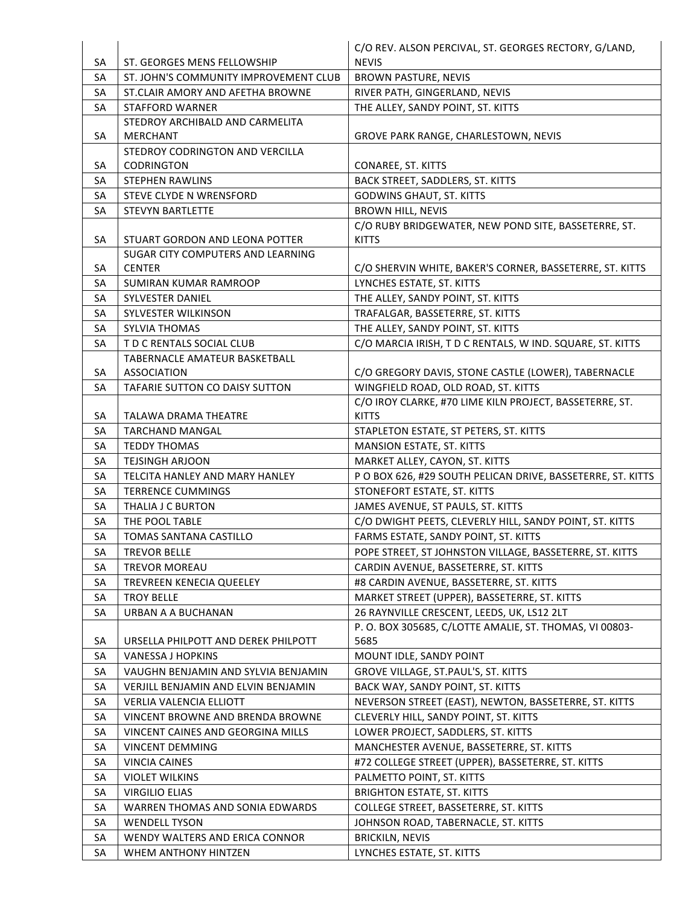| | | |
|---|---|---|
| SA | ST. GEORGES MENS FELLOWSHIP | C/O REV. ALSON PERCIVAL, ST. GEORGES RECTORY, G/LAND, NEVIS |
| SA | ST. JOHN'S COMMUNITY IMPROVEMENT CLUB | BROWN PASTURE, NEVIS |
| SA | ST.CLAIR AMORY AND AFETHA BROWNE | RIVER PATH, GINGERLAND, NEVIS |
| SA | STAFFORD WARNER | THE ALLEY, SANDY POINT, ST. KITTS |
| SA | STEDROY ARCHIBALD AND CARMELITA MERCHANT | GROVE PARK RANGE, CHARLESTOWN, NEVIS |
| SA | STEDROY CODRINGTON AND VERCILLA CODRINGTON | CONAREE, ST. KITTS |
| SA | STEPHEN RAWLINS | BACK STREET, SADDLERS, ST. KITTS |
| SA | STEVE CLYDE N WRENSFORD | GODWINS GHAUT, ST. KITTS |
| SA | STEVYN BARTLETTE | BROWN HILL, NEVIS |
| SA | STUART GORDON AND LEONA POTTER | C/O RUBY BRIDGEWATER, NEW POND SITE, BASSETERRE, ST. KITTS |
| SA | SUGAR CITY COMPUTERS AND LEARNING CENTER | C/O SHERVIN WHITE, BAKER'S CORNER, BASSETERRE, ST. KITTS |
| SA | SUMIRAN KUMAR RAMROOP | LYNCHES ESTATE, ST. KITTS |
| SA | SYLVESTER DANIEL | THE ALLEY, SANDY POINT, ST. KITTS |
| SA | SYLVESTER WILKINSON | TRAFALGAR, BASSETERRE, ST. KITTS |
| SA | SYLVIA THOMAS | THE ALLEY, SANDY POINT, ST. KITTS |
| SA | T D C RENTALS SOCIAL CLUB | C/O MARCIA IRISH, T D C RENTALS, W IND. SQUARE, ST. KITTS |
| SA | TABERNACLE AMATEUR BASKETBALL ASSOCIATION | C/O GREGORY DAVIS, STONE CASTLE (LOWER), TABERNACLE |
| SA | TAFARIE SUTTON CO DAISY SUTTON | WINGFIELD ROAD, OLD ROAD, ST. KITTS |
| SA | TALAWA DRAMA THEATRE | C/O IROY CLARKE, #70 LIME KILN PROJECT, BASSETERRE, ST. KITTS |
| SA | TARCHAND MANGAL | STAPLETON ESTATE, ST PETERS, ST. KITTS |
| SA | TEDDY THOMAS | MANSION ESTATE, ST. KITTS |
| SA | TEJSINGH ARJOON | MARKET ALLEY, CAYON, ST. KITTS |
| SA | TELCITA HANLEY AND MARY HANLEY | P O BOX 626, #29 SOUTH PELICAN DRIVE, BASSETERRE, ST. KITTS |
| SA | TERRENCE CUMMINGS | STONEFORT ESTATE, ST. KITTS |
| SA | THALIA J C BURTON | JAMES AVENUE, ST PAULS, ST. KITTS |
| SA | THE POOL TABLE | C/O DWIGHT PEETS, CLEVERLY HILL, SANDY POINT, ST. KITTS |
| SA | TOMAS SANTANA CASTILLO | FARMS ESTATE, SANDY POINT, ST. KITTS |
| SA | TREVOR BELLE | POPE STREET, ST JOHNSTON VILLAGE, BASSETERRE, ST. KITTS |
| SA | TREVOR MOREAU | CARDIN AVENUE, BASSETERRE, ST. KITTS |
| SA | TREVREEN KENECIA QUEELEY | #8 CARDIN AVENUE, BASSETERRE, ST. KITTS |
| SA | TROY BELLE | MARKET STREET (UPPER), BASSETERRE, ST. KITTS |
| SA | URBAN A A BUCHANAN | 26 RAYNVILLE CRESCENT, LEEDS, UK, LS12 2LT |
| SA | URSELLA PHILPOTT AND DEREK PHILPOTT | P. O. BOX 305685, C/LOTTE AMALIE, ST. THOMAS, VI 00803-5685 |
| SA | VANESSA J HOPKINS | MOUNT IDLE, SANDY POINT |
| SA | VAUGHN BENJAMIN AND SYLVIA BENJAMIN | GROVE VILLAGE, ST.PAUL'S, ST. KITTS |
| SA | VERJILL BENJAMIN AND ELVIN BENJAMIN | BACK WAY, SANDY POINT, ST. KITTS |
| SA | VERLIA VALENCIA ELLIOTT | NEVERSON STREET (EAST), NEWTON, BASSETERRE, ST. KITTS |
| SA | VINCENT BROWNE AND BRENDA BROWNE | CLEVERLY HILL, SANDY POINT, ST. KITTS |
| SA | VINCENT CAINES AND GEORGINA MILLS | LOWER PROJECT, SADDLERS, ST. KITTS |
| SA | VINCENT DEMMING | MANCHESTER AVENUE, BASSETERRE, ST. KITTS |
| SA | VINCIA CAINES | #72 COLLEGE STREET (UPPER), BASSETERRE, ST. KITTS |
| SA | VIOLET WILKINS | PALMETTO POINT, ST. KITTS |
| SA | VIRGILIO ELIAS | BRIGHTON ESTATE, ST. KITTS |
| SA | WARREN THOMAS AND SONIA EDWARDS | COLLEGE STREET, BASSETERRE, ST. KITTS |
| SA | WENDELL TYSON | JOHNSON ROAD, TABERNACLE, ST. KITTS |
| SA | WENDY WALTERS AND ERICA CONNOR | BRICKILN, NEVIS |
| SA | WHEM ANTHONY HINTZEN | LYNCHES ESTATE, ST. KITTS |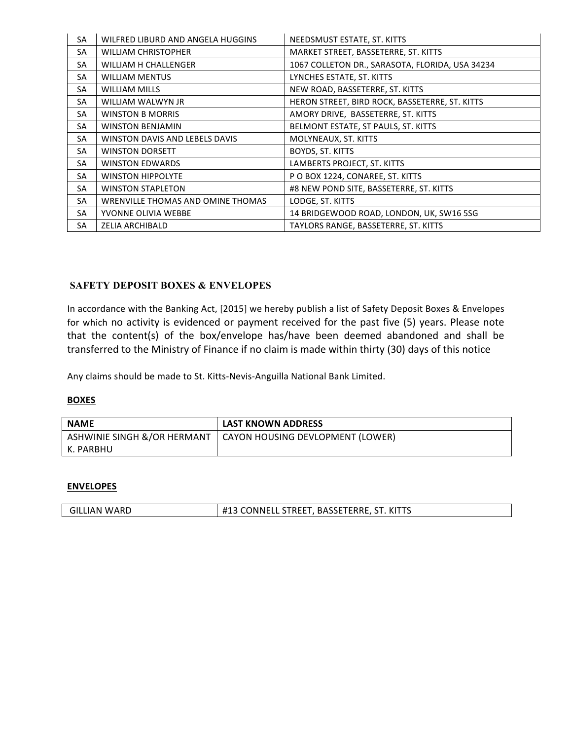| | | |
|---|---|---|
| SA | WILFRED LIBURD AND ANGELA HUGGINS | NEEDSMUST ESTATE, ST. KITTS |
| SA | WILLIAM CHRISTOPHER | MARKET STREET, BASSETERRE, ST. KITTS |
| SA | WILLIAM H CHALLENGER | 1067 COLLETON DR., SARASOTA, FLORIDA, USA 34234 |
| SA | WILLIAM MENTUS | LYNCHES ESTATE, ST. KITTS |
| SA | WILLIAM MILLS | NEW ROAD, BASSETERRE, ST. KITTS |
| SA | WILLIAM WALWYN JR | HERON STREET, BIRD ROCK, BASSETERRE, ST. KITTS |
| SA | WINSTON B MORRIS | AMORY DRIVE, BASSETERRE, ST. KITTS |
| SA | WINSTON BENJAMIN | BELMONT ESTATE, ST PAULS, ST. KITTS |
| SA | WINSTON DAVIS AND LEBELS DAVIS | MOLYNEAUX, ST. KITTS |
| SA | WINSTON DORSETT | BOYDS, ST. KITTS |
| SA | WINSTON EDWARDS | LAMBERTS PROJECT, ST. KITTS |
| SA | WINSTON HIPPOLYTE | P O BOX 1224, CONAREE, ST. KITTS |
| SA | WINSTON STAPLETON | #8 NEW POND SITE, BASSETERRE, ST. KITTS |
| SA | WRENVILLE THOMAS AND OMINE THOMAS | LODGE, ST. KITTS |
| SA | YVONNE OLIVIA WEBBE | 14 BRIDGEWOOD ROAD, LONDON, UK, SW16 5SG |
| SA | ZELIA ARCHIBALD | TAYLORS RANGE, BASSETERRE, ST. KITTS |

## SAFETY DEPOSIT BOXES & ENVELOPES

In accordance with the Banking Act, [2015] we hereby publish a list of Safety Deposit Boxes & Envelopes for which no activity is evidenced or payment received for the past five (5) years. Please note that the content(s) of the box/envelope has/have been deemed abandoned and shall be transferred to the Ministry of Finance if no claim is made within thirty (30) days of this notice

Any claims should be made to St. Kitts-Nevis-Anguilla National Bank Limited.

**BOXES**

| NAME | LAST KNOWN ADDRESS |
|---|---|
| ASHWINIE SINGH &/OR HERMANT K. PARBHU | CAYON HOUSING DEVLOPMENT (LOWER) |

**ENVELOPES**

| | |
|---|---|
| GILLIAN WARD | #13 CONNELL STREET, BASSETERRE, ST. KITTS |